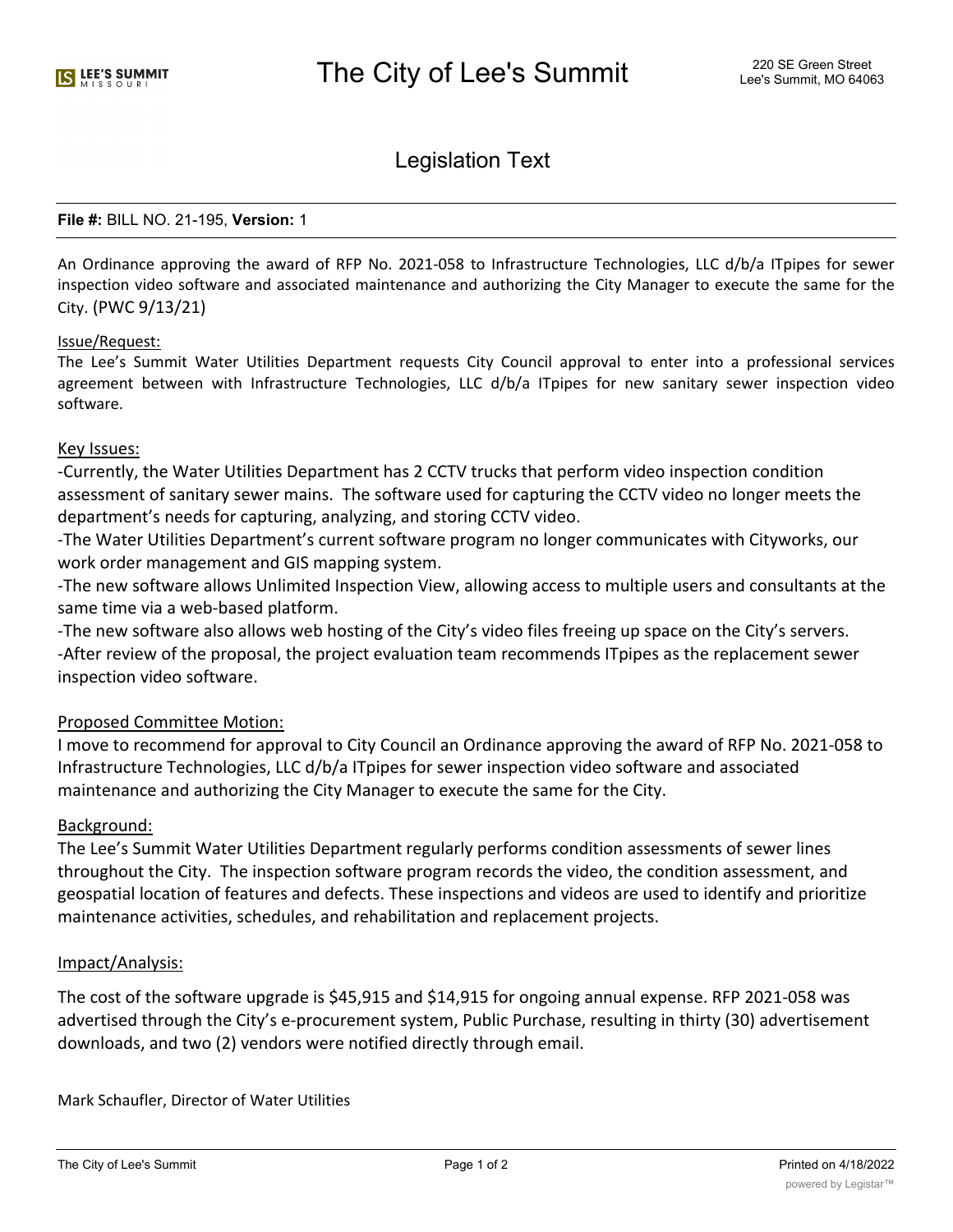# The City of Lee's Summit

220 SE Green Street
Lee's Summit, MO 64063

## Legislation Text

**File #:** BILL NO. 21-195, **Version:** 1

An Ordinance approving the award of RFP No. 2021-058 to Infrastructure Technologies, LLC d/b/a ITpipes for sewer inspection video software and associated maintenance and authorizing the City Manager to execute the same for the City. (PWC 9/13/21)

Issue/Request:

The Lee's Summit Water Utilities Department requests City Council approval to enter into a professional services agreement between with Infrastructure Technologies, LLC d/b/a ITpipes for new sanitary sewer inspection video software.

Key Issues:

-Currently, the Water Utilities Department has 2 CCTV trucks that perform video inspection condition assessment of sanitary sewer mains. The software used for capturing the CCTV video no longer meets the department's needs for capturing, analyzing, and storing CCTV video.

-The Water Utilities Department's current software program no longer communicates with Cityworks, our work order management and GIS mapping system.

-The new software allows Unlimited Inspection View, allowing access to multiple users and consultants at the same time via a web-based platform.

-The new software also allows web hosting of the City's video files freeing up space on the City's servers.

-After review of the proposal, the project evaluation team recommends ITpipes as the replacement sewer inspection video software.

Proposed Committee Motion:

I move to recommend for approval to City Council an Ordinance approving the award of RFP No. 2021-058 to Infrastructure Technologies, LLC d/b/a ITpipes for sewer inspection video software and associated maintenance and authorizing the City Manager to execute the same for the City.

Background:

The Lee's Summit Water Utilities Department regularly performs condition assessments of sewer lines throughout the City. The inspection software program records the video, the condition assessment, and geospatial location of features and defects. These inspections and videos are used to identify and prioritize maintenance activities, schedules, and rehabilitation and replacement projects.

Impact/Analysis:

The cost of the software upgrade is $45,915 and $14,915 for ongoing annual expense. RFP 2021-058 was advertised through the City's e-procurement system, Public Purchase, resulting in thirty (30) advertisement downloads, and two (2) vendors were notified directly through email.

Mark Schaufler, Director of Water Utilities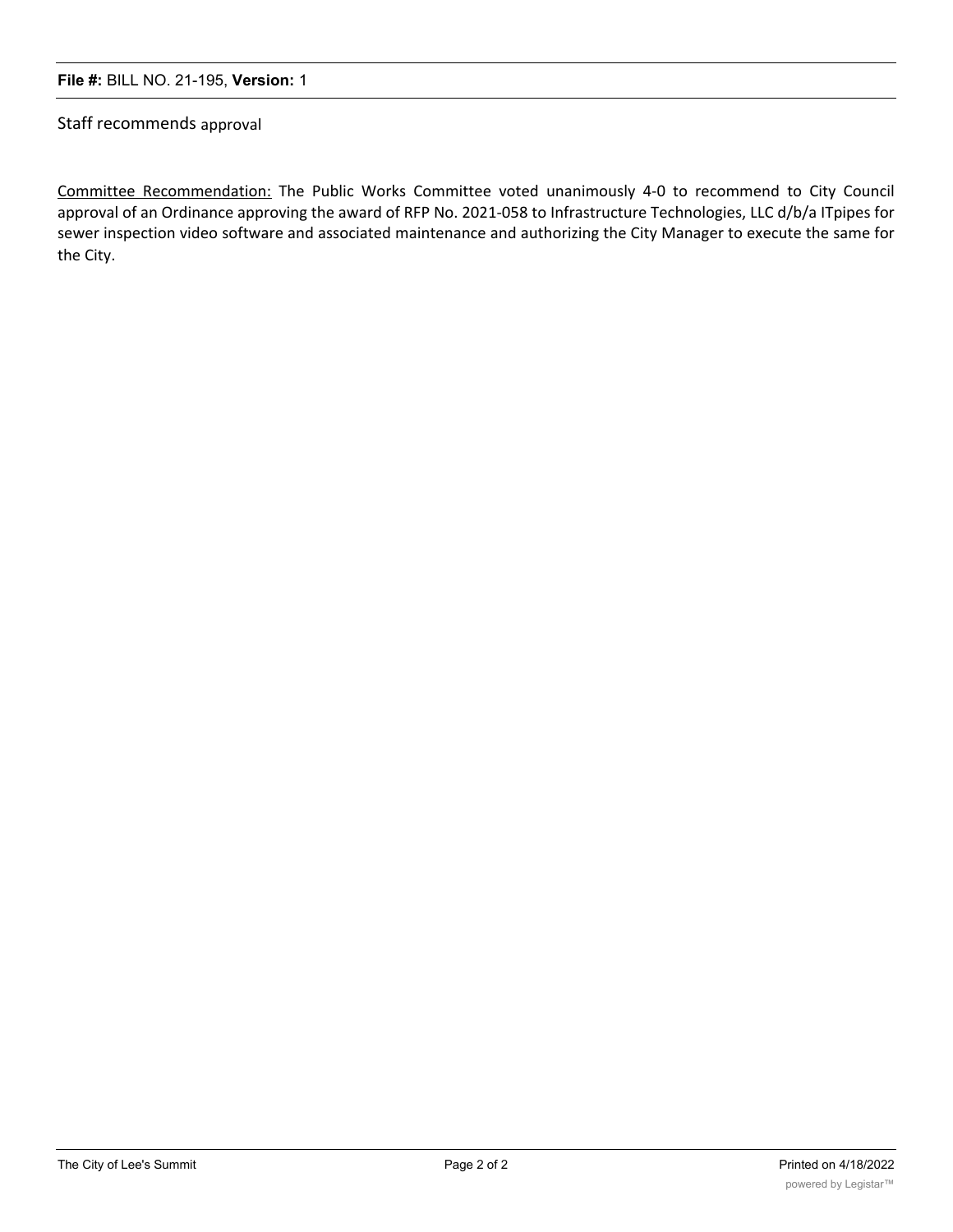**File #:** BILL NO. 21-195, **Version:** 1

Staff recommends approval

Committee Recommendation: The Public Works Committee voted unanimously 4-0 to recommend to City Council approval of an Ordinance approving the award of RFP No. 2021-058 to Infrastructure Technologies, LLC d/b/a ITpipes for sewer inspection video software and associated maintenance and authorizing the City Manager to execute the same for the City.